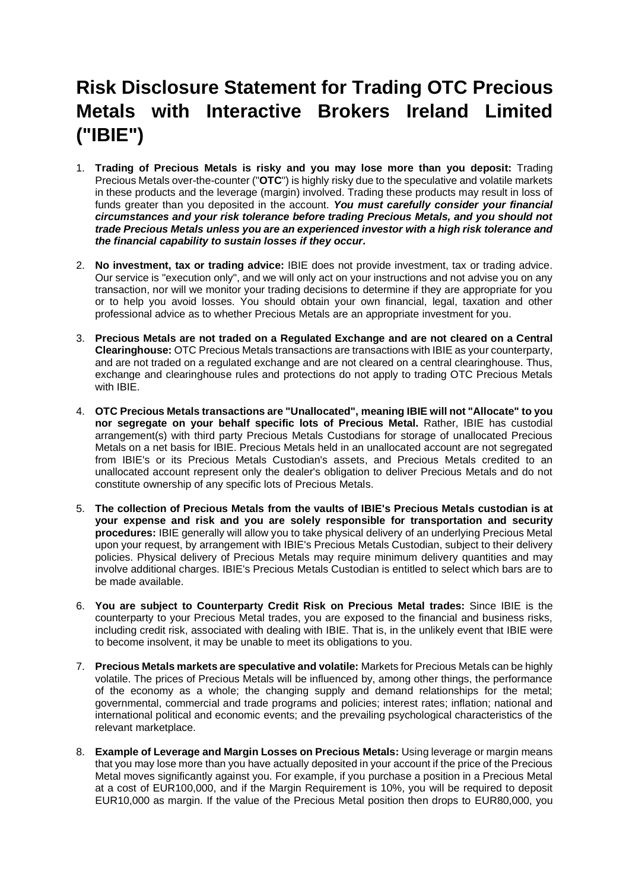# Risk Disclosure Statement for Trading OTC Precious Metals with Interactive Brokers Ireland Limited ("IBIE")

1. **Trading of Precious Metals is risky and you may lose more than you deposit:** Trading Precious Metals over-the-counter ("**OTC**") is highly risky due to the speculative and volatile markets in these products and the leverage (margin) involved. Trading these products may result in loss of funds greater than you deposited in the account. ***You must carefully consider your financial circumstances and your risk tolerance before trading Precious Metals, and you should not trade Precious Metals unless you are an experienced investor with a high risk tolerance and the financial capability to sustain losses if they occur.***

2. **No investment, tax or trading advice:** IBIE does not provide investment, tax or trading advice. Our service is "execution only", and we will only act on your instructions and not advise you on any transaction, nor will we monitor your trading decisions to determine if they are appropriate for you or to help you avoid losses. You should obtain your own financial, legal, taxation and other professional advice as to whether Precious Metals are an appropriate investment for you.

3. **Precious Metals are not traded on a Regulated Exchange and are not cleared on a Central Clearinghouse:** OTC Precious Metals transactions are transactions with IBIE as your counterparty, and are not traded on a regulated exchange and are not cleared on a central clearinghouse. Thus, exchange and clearinghouse rules and protections do not apply to trading OTC Precious Metals with IBIE.

4. **OTC Precious Metals transactions are "Unallocated", meaning IBIE will not "Allocate" to you nor segregate on your behalf specific lots of Precious Metal.** Rather, IBIE has custodial arrangement(s) with third party Precious Metals Custodians for storage of unallocated Precious Metals on a net basis for IBIE. Precious Metals held in an unallocated account are not segregated from IBIE's or its Precious Metals Custodian's assets, and Precious Metals credited to an unallocated account represent only the dealer's obligation to deliver Precious Metals and do not constitute ownership of any specific lots of Precious Metals.

5. **The collection of Precious Metals from the vaults of IBIE's Precious Metals custodian is at your expense and risk and you are solely responsible for transportation and security procedures:** IBIE generally will allow you to take physical delivery of an underlying Precious Metal upon your request, by arrangement with IBIE's Precious Metals Custodian, subject to their delivery policies. Physical delivery of Precious Metals may require minimum delivery quantities and may involve additional charges. IBIE's Precious Metals Custodian is entitled to select which bars are to be made available.

6. **You are subject to Counterparty Credit Risk on Precious Metal trades:** Since IBIE is the counterparty to your Precious Metal trades, you are exposed to the financial and business risks, including credit risk, associated with dealing with IBIE. That is, in the unlikely event that IBIE were to become insolvent, it may be unable to meet its obligations to you.

7. **Precious Metals markets are speculative and volatile:** Markets for Precious Metals can be highly volatile. The prices of Precious Metals will be influenced by, among other things, the performance of the economy as a whole; the changing supply and demand relationships for the metal; governmental, commercial and trade programs and policies; interest rates; inflation; national and international political and economic events; and the prevailing psychological characteristics of the relevant marketplace.

8. **Example of Leverage and Margin Losses on Precious Metals:** Using leverage or margin means that you may lose more than you have actually deposited in your account if the price of the Precious Metal moves significantly against you. For example, if you purchase a position in a Precious Metal at a cost of EUR100,000, and if the Margin Requirement is 10%, you will be required to deposit EUR10,000 as margin. If the value of the Precious Metal position then drops to EUR80,000, you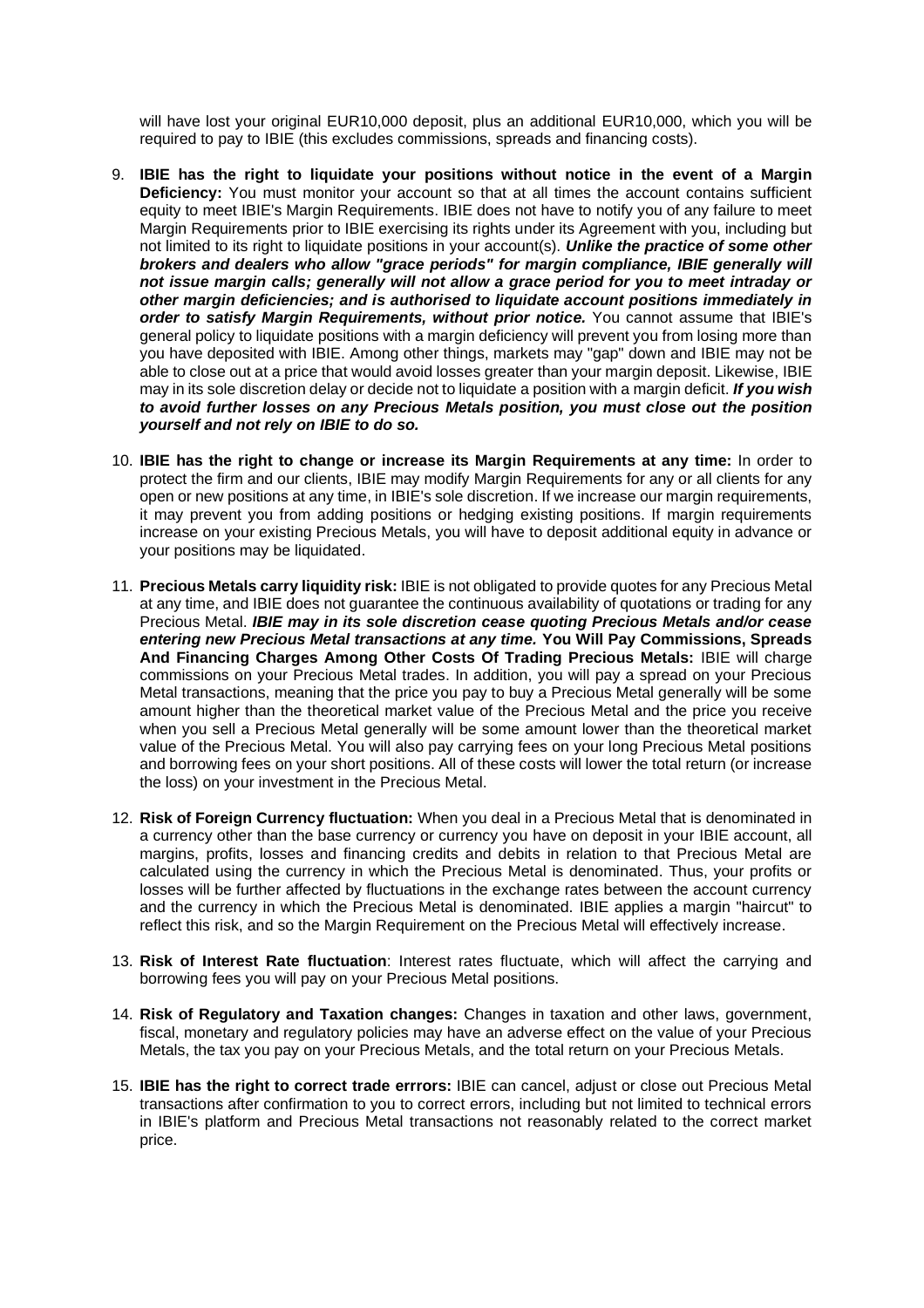will have lost your original EUR10,000 deposit, plus an additional EUR10,000, which you will be required to pay to IBIE (this excludes commissions, spreads and financing costs).

9. **IBIE has the right to liquidate your positions without notice in the event of a Margin Deficiency:** You must monitor your account so that at all times the account contains sufficient equity to meet IBIE's Margin Requirements. IBIE does not have to notify you of any failure to meet Margin Requirements prior to IBIE exercising its rights under its Agreement with you, including but not limited to its right to liquidate positions in your account(s). ***Unlike the practice of some other brokers and dealers who allow "grace periods" for margin compliance, IBIE generally will not issue margin calls; generally will not allow a grace period for you to meet intraday or other margin deficiencies; and is authorised to liquidate account positions immediately in order to satisfy Margin Requirements, without prior notice.*** You cannot assume that IBIE's general policy to liquidate positions with a margin deficiency will prevent you from losing more than you have deposited with IBIE. Among other things, markets may "gap" down and IBIE may not be able to close out at a price that would avoid losses greater than your margin deposit. Likewise, IBIE may in its sole discretion delay or decide not to liquidate a position with a margin deficit. ***If you wish to avoid further losses on any Precious Metals position, you must close out the position yourself and not rely on IBIE to do so.***

10. **IBIE has the right to change or increase its Margin Requirements at any time:** In order to protect the firm and our clients, IBIE may modify Margin Requirements for any or all clients for any open or new positions at any time, in IBIE's sole discretion. If we increase our margin requirements, it may prevent you from adding positions or hedging existing positions. If margin requirements increase on your existing Precious Metals, you will have to deposit additional equity in advance or your positions may be liquidated.

11. **Precious Metals carry liquidity risk:** IBIE is not obligated to provide quotes for any Precious Metal at any time, and IBIE does not guarantee the continuous availability of quotations or trading for any Precious Metal. ***IBIE may in its sole discretion cease quoting Precious Metals and/or cease entering new Precious Metal transactions at any time.*** **You Will Pay Commissions, Spreads And Financing Charges Among Other Costs Of Trading Precious Metals:** IBIE will charge commissions on your Precious Metal trades. In addition, you will pay a spread on your Precious Metal transactions, meaning that the price you pay to buy a Precious Metal generally will be some amount higher than the theoretical market value of the Precious Metal and the price you receive when you sell a Precious Metal generally will be some amount lower than the theoretical market value of the Precious Metal. You will also pay carrying fees on your long Precious Metal positions and borrowing fees on your short positions. All of these costs will lower the total return (or increase the loss) on your investment in the Precious Metal.

12. **Risk of Foreign Currency fluctuation:** When you deal in a Precious Metal that is denominated in a currency other than the base currency or currency you have on deposit in your IBIE account, all margins, profits, losses and financing credits and debits in relation to that Precious Metal are calculated using the currency in which the Precious Metal is denominated. Thus, your profits or losses will be further affected by fluctuations in the exchange rates between the account currency and the currency in which the Precious Metal is denominated. IBIE applies a margin "haircut" to reflect this risk, and so the Margin Requirement on the Precious Metal will effectively increase.

13. **Risk of Interest Rate fluctuation**: Interest rates fluctuate, which will affect the carrying and borrowing fees you will pay on your Precious Metal positions.

14. **Risk of Regulatory and Taxation changes:** Changes in taxation and other laws, government, fiscal, monetary and regulatory policies may have an adverse effect on the value of your Precious Metals, the tax you pay on your Precious Metals, and the total return on your Precious Metals.

15. **IBIE has the right to correct trade errrors:** IBIE can cancel, adjust or close out Precious Metal transactions after confirmation to you to correct errors, including but not limited to technical errors in IBIE's platform and Precious Metal transactions not reasonably related to the correct market price.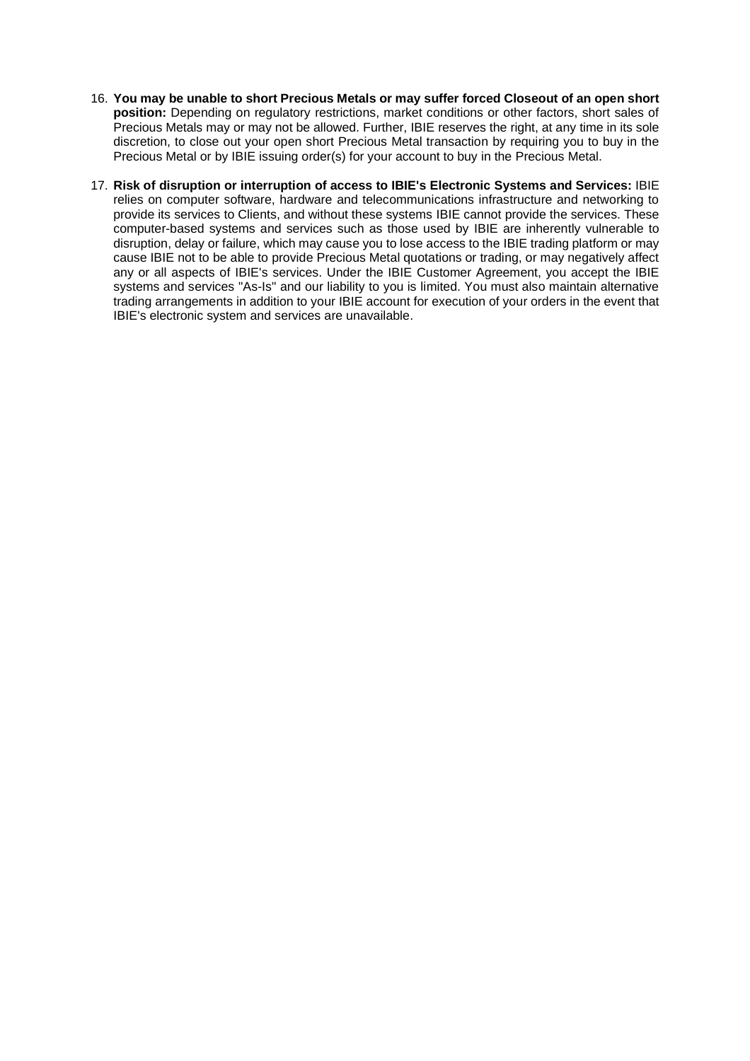16. **You may be unable to short Precious Metals or may suffer forced Closeout of an open short position:** Depending on regulatory restrictions, market conditions or other factors, short sales of Precious Metals may or may not be allowed. Further, IBIE reserves the right, at any time in its sole discretion, to close out your open short Precious Metal transaction by requiring you to buy in the Precious Metal or by IBIE issuing order(s) for your account to buy in the Precious Metal.

17. **Risk of disruption or interruption of access to IBIE's Electronic Systems and Services:** IBIE relies on computer software, hardware and telecommunications infrastructure and networking to provide its services to Clients, and without these systems IBIE cannot provide the services. These computer-based systems and services such as those used by IBIE are inherently vulnerable to disruption, delay or failure, which may cause you to lose access to the IBIE trading platform or may cause IBIE not to be able to provide Precious Metal quotations or trading, or may negatively affect any or all aspects of IBIE's services. Under the IBIE Customer Agreement, you accept the IBIE systems and services "As-Is" and our liability to you is limited. You must also maintain alternative trading arrangements in addition to your IBIE account for execution of your orders in the event that IBIE's electronic system and services are unavailable.